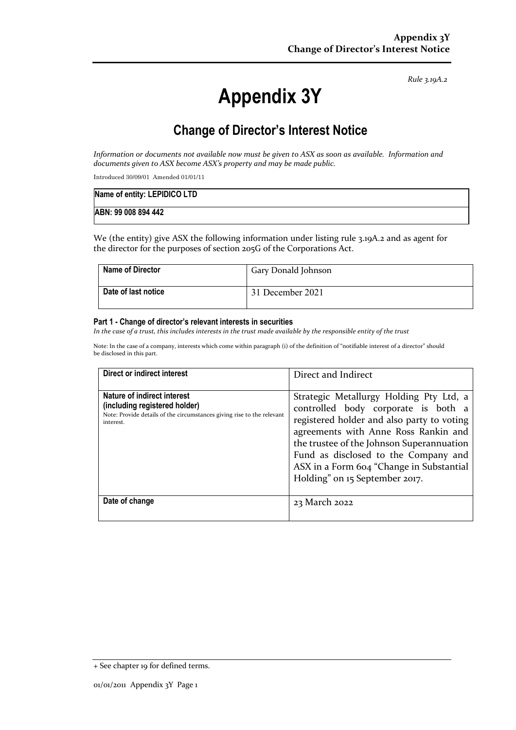Rule 3.19A.2

# Appendix 3Y

## Change of Director's Interest Notice

*Information or documents not available now must be given to ASX as soon as available. Information and documents given to ASX become ASX's property and may be made public.*

Introduced 30/09/01 Amended 01/01/11

| Name of entity: LEPIDICO LTD |
|---|
| ABN: 99 008 894 442 |

We (the entity) give ASX the following information under listing rule 3.19A.2 and as agent for the director for the purposes of section 205G of the Corporations Act.

| Name of Director | Gary Donald Johnson |
|---|---|
| Date of last notice | 31 December 2021 |

#### Part 1 - Change of director's relevant interests in securities

*In the case of a trust, this includes interests in the trust made available by the responsible entity of the trust*

Note: In the case of a company, interests which come within paragraph (i) of the definition of "notifiable interest of a director" should be disclosed in this part.

| Direct or indirect interest | Direct and Indirect |
|---|---|
| **Nature of indirect interest (including registered holder)**<br>Note: Provide details of the circumstances giving rise to the relevant interest. | Strategic Metallurgy Holding Pty Ltd, a controlled body corporate is both a registered holder and also party to voting agreements with Anne Ross Rankin and the trustee of the Johnson Superannuation Fund as disclosed to the Company and ASX in a Form 604 "Change in Substantial Holding" on 15 September 2017. |
| **Date of change** | 23 March 2022 |

+ See chapter 19 for defined terms.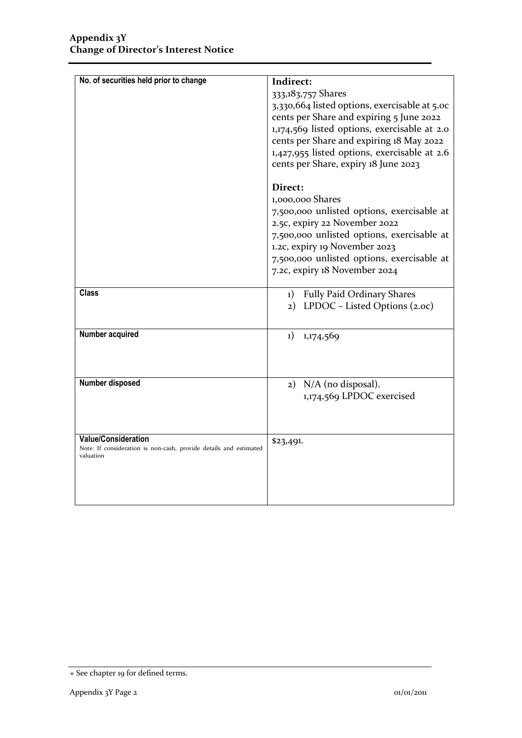## Appendix 3Y
## Change of Director's Interest Notice

| | |
|---|---|
| **No. of securities held prior to change** | **Indirect:**<br>333,183,757 Shares<br>3,330,664 listed options, exercisable at 5.0c cents per Share and expiring 5 June 2022<br>1,174,569 listed options, exercisable at 2.0 cents per Share and expiring 18 May 2022<br>1,427,955 listed options, exercisable at 2.6 cents per Share, expiry 18 June 2023<br><br>**Direct:**<br>1,000,000 Shares<br>7,500,000 unlisted options, exercisable at 2.5c, expiry 22 November 2022<br>7,500,000 unlisted options, exercisable at 1.2c, expiry 19 November 2023<br>7,500,000 unlisted options, exercisable at 7.2c, expiry 18 November 2024 |
| **Class** | 1) Fully Paid Ordinary Shares<br>2) LPDOC – Listed Options (2.0c) |
| **Number acquired** | 1) 1,174,569 |
| **Number disposed** | 2) N/A (no disposal).<br>1,174,569 LPDOC exercised |
| **Value/Consideration**<br>Note: If consideration is non-cash, provide details and estimated valuation | $23,491. |

+ See chapter 19 for defined terms.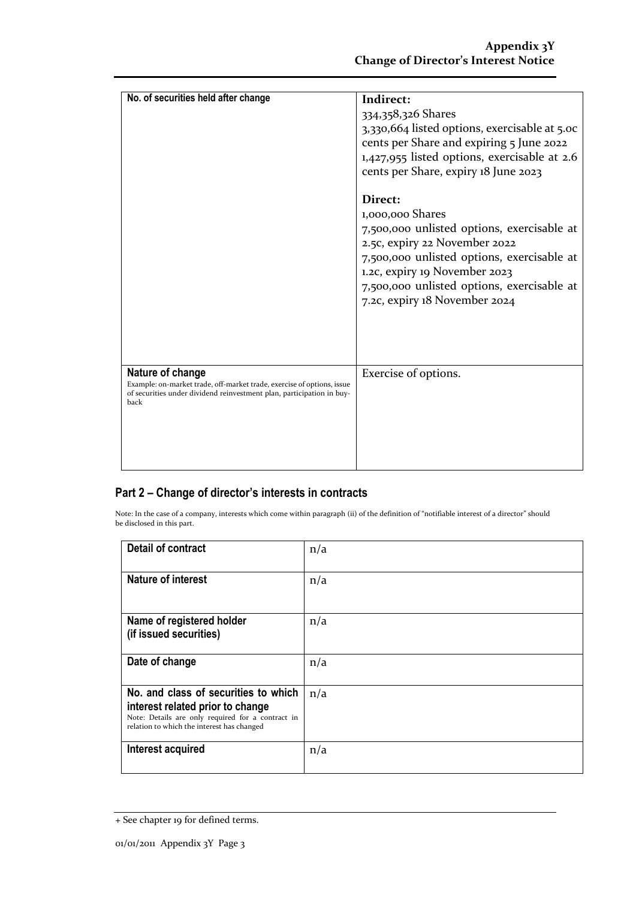| No. of securities held after change | **Indirect:**<br>334,358,326 Shares<br>3,330,664 listed options, exercisable at 5.0c cents per Share and expiring 5 June 2022<br>1,427,955 listed options, exercisable at 2.6 cents per Share, expiry 18 June 2023<br><br>**Direct:**<br>1,000,000 Shares<br>7,500,000 unlisted options, exercisable at 2.5c, expiry 22 November 2022<br>7,500,000 unlisted options, exercisable at 1.2c, expiry 19 November 2023<br>7,500,000 unlisted options, exercisable at 7.2c, expiry 18 November 2024 |
|---|---|
| **Nature of change**<br>Example: on-market trade, off-market trade, exercise of options, issue of securities under dividend reinvestment plan, participation in buy-back | Exercise of options. |

## Part 2 – Change of director's interests in contracts

Note: In the case of a company, interests which come within paragraph (ii) of the definition of "notifiable interest of a director" should be disclosed in this part.

| **Detail of contract** | n/a |
|---|---|
| **Nature of interest** | n/a |
| **Name of registered holder (if issued securities)** | n/a |
| **Date of change** | n/a |
| **No. and class of securities to which interest related prior to change**<br>Note: Details are only required for a contract in relation to which the interest has changed | n/a |
| **Interest acquired** | n/a |

+ See chapter 19 for defined terms.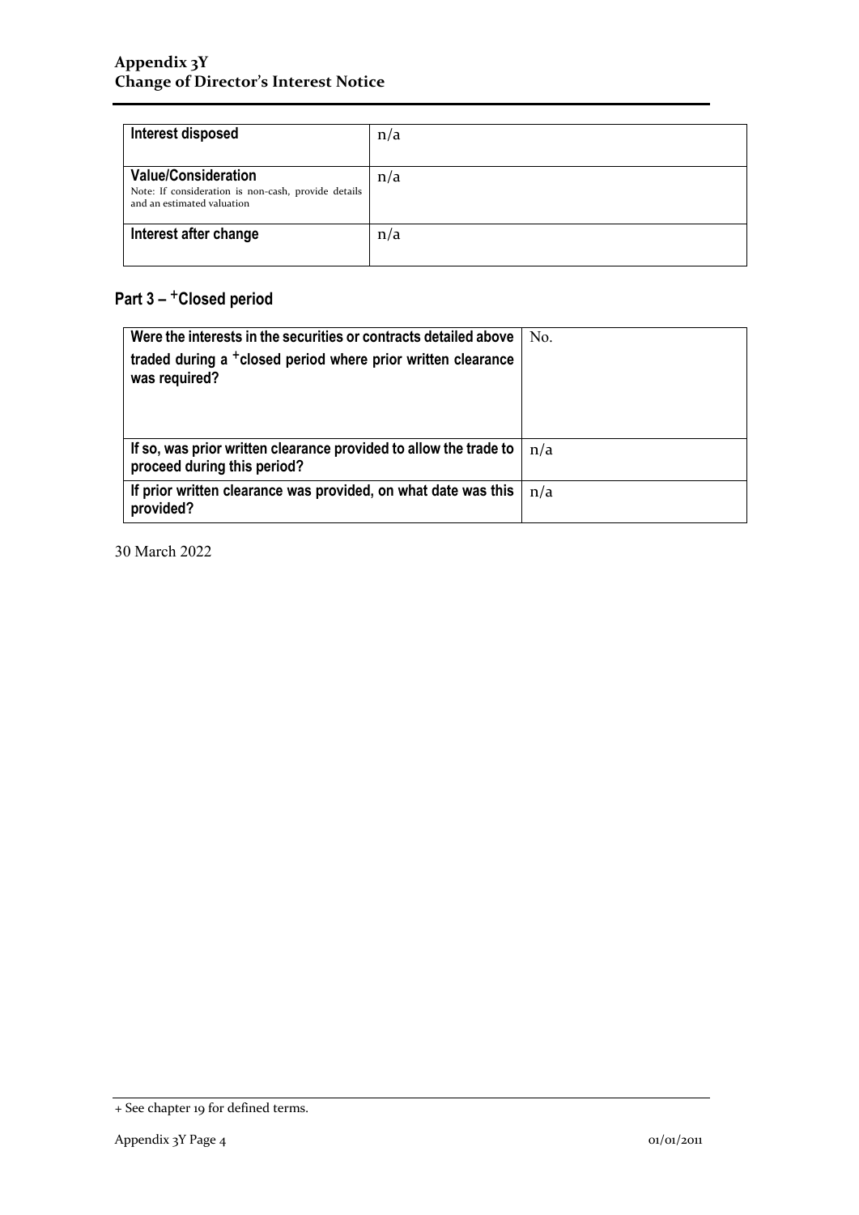| | |
|---|---|
| **Interest disposed** | n/a |
| **Value/Consideration**<br>Note: If consideration is non-cash, provide details and an estimated valuation | n/a |
| **Interest after change** | n/a |

## Part 3 – +Closed period

| | |
|---|---|
| **Were the interests in the securities or contracts detailed above traded during a +closed period where prior written clearance was required?** | No. |
| **If so, was prior written clearance provided to allow the trade to proceed during this period?** | n/a |
| **If prior written clearance was provided, on what date was this provided?** | n/a |

30 March 2022

+ See chapter 19 for defined terms.